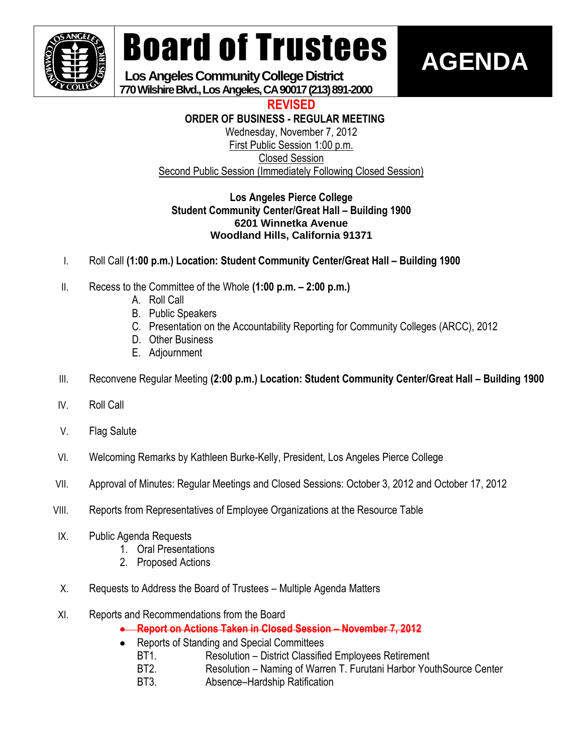# Board of Trustees

**Los Angeles Community College District**
**770 Wilshire Blvd., Los Angeles, CA 90017 (213) 891-2000**

# AGENDA

**REVISED**

**ORDER OF BUSINESS - REGULAR MEETING**
Wednesday, November 7, 2012
First Public Session 1:00 p.m.
Closed Session
Second Public Session (Immediately Following Closed Session)

**Los Angeles Pierce College**
**Student Community Center/Great Hall – Building 1900**
**6201 Winnetka Avenue**
**Woodland Hills, California 91371**

I. Roll Call **(1:00 p.m.) Location: Student Community Center/Great Hall – Building 1900**

II. Recess to the Committee of the Whole **(1:00 p.m. – 2:00 p.m.)**
   A. Roll Call
   B. Public Speakers
   C. Presentation on the Accountability Reporting for Community Colleges (ARCC), 2012
   D. Other Business
   E. Adjournment

III. Reconvene Regular Meeting **(2:00 p.m.) Location: Student Community Center/Great Hall – Building 1900**

IV. Roll Call

V. Flag Salute

VI. Welcoming Remarks by Kathleen Burke-Kelly, President, Los Angeles Pierce College

VII. Approval of Minutes: Regular Meetings and Closed Sessions: October 3, 2012 and October 17, 2012

VIII. Reports from Representatives of Employee Organizations at the Resource Table

IX. Public Agenda Requests
   1. Oral Presentations
   2. Proposed Actions

X. Requests to Address the Board of Trustees – Multiple Agenda Matters

XI. Reports and Recommendations from the Board
   - ~~**Report on Actions Taken in Closed Session – November 7, 2012**~~
   - Reports of Standing and Special Committees
     - BT1. Resolution – District Classified Employees Retirement
     - BT2. Resolution – Naming of Warren T. Furutani Harbor YouthSource Center
     - BT3. Absence–Hardship Ratification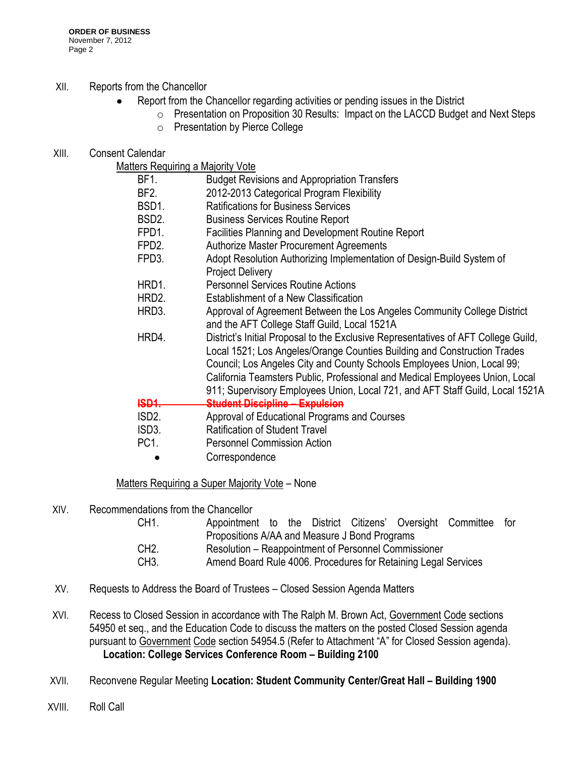XII. Reports from the Chancellor

- Report from the Chancellor regarding activities or pending issues in the District
  - Presentation on Proposition 30 Results: Impact on the LACCD Budget and Next Steps
  - Presentation by Pierce College

XIII. Consent Calendar

Matters Requiring a Majority Vote

| | |
|---|---|
| BF1. | Budget Revisions and Appropriation Transfers |
| BF2. | 2012-2013 Categorical Program Flexibility |
| BSD1. | Ratifications for Business Services |
| BSD2. | Business Services Routine Report |
| FPD1. | Facilities Planning and Development Routine Report |
| FPD2. | Authorize Master Procurement Agreements |
| FPD3. | Adopt Resolution Authorizing Implementation of Design-Build System of Project Delivery |
| HRD1. | Personnel Services Routine Actions |
| HRD2. | Establishment of a New Classification |
| HRD3. | Approval of Agreement Between the Los Angeles Community College District and the AFT College Staff Guild, Local 1521A |
| HRD4. | District's Initial Proposal to the Exclusive Representatives of AFT College Guild, Local 1521; Los Angeles/Orange Counties Building and Construction Trades Council; Los Angeles City and County Schools Employees Union, Local 99; California Teamsters Public, Professional and Medical Employees Union, Local 911; Supervisory Employees Union, Local 721, and AFT Staff Guild, Local 1521A |
| ~~**ISD1.**~~ | ~~**Student Discipline – Expulsion**~~ |
| ISD2. | Approval of Educational Programs and Courses |
| ISD3. | Ratification of Student Travel |
| PC1. | Personnel Commission Action |
| • | Correspondence |

Matters Requiring a Super Majority Vote – None

XIV. Recommendations from the Chancellor

| | |
|---|---|
| CH1. | Appointment to the District Citizens' Oversight Committee for Propositions A/AA and Measure J Bond Programs |
| CH2. | Resolution – Reappointment of Personnel Commissioner |
| CH3. | Amend Board Rule 4006. Procedures for Retaining Legal Services |

XV. Requests to Address the Board of Trustees – Closed Session Agenda Matters

XVI. Recess to Closed Session in accordance with The Ralph M. Brown Act, Government Code sections 54950 et seq., and the Education Code to discuss the matters on the posted Closed Session agenda pursuant to Government Code section 54954.5 (Refer to Attachment "A" for Closed Session agenda).
**Location: College Services Conference Room – Building 2100**

XVII. Reconvene Regular Meeting **Location: Student Community Center/Great Hall – Building 1900**

XVIII. Roll Call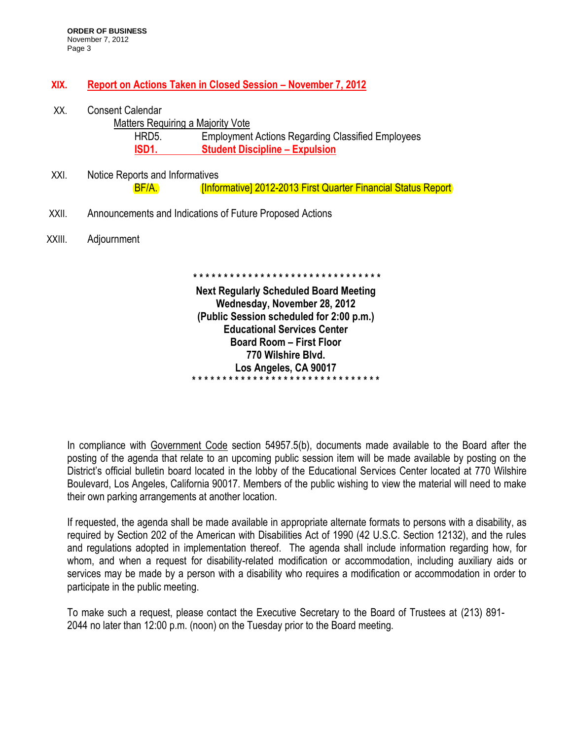**XIX. Report on Actions Taken in Closed Session – November 7, 2012**

XX. Consent Calendar

Matters Requiring a Majority Vote

- HRD5. Employment Actions Regarding Classified Employees
- **ISD1. Student Discipline – Expulsion**

XXI. Notice Reports and Informatives

- BF/A. [Informative] 2012-2013 First Quarter Financial Status Report

XXII. Announcements and Indications of Future Proposed Actions

XXIII. Adjournment

* * * * * * * * * * * * * * * * * * * * * * * * * * * * * * *

**Next Regularly Scheduled Board Meeting**
**Wednesday, November 28, 2012**
**(Public Session scheduled for 2:00 p.m.)**
**Educational Services Center**
**Board Room – First Floor**
**770 Wilshire Blvd.**
**Los Angeles, CA 90017**

* * * * * * * * * * * * * * * * * * * * * * * * * * * * * * *

In compliance with Government Code section 54957.5(b), documents made available to the Board after the posting of the agenda that relate to an upcoming public session item will be made available by posting on the District's official bulletin board located in the lobby of the Educational Services Center located at 770 Wilshire Boulevard, Los Angeles, California 90017. Members of the public wishing to view the material will need to make their own parking arrangements at another location.

If requested, the agenda shall be made available in appropriate alternate formats to persons with a disability, as required by Section 202 of the American with Disabilities Act of 1990 (42 U.S.C. Section 12132), and the rules and regulations adopted in implementation thereof. The agenda shall include information regarding how, for whom, and when a request for disability-related modification or accommodation, including auxiliary aids or services may be made by a person with a disability who requires a modification or accommodation in order to participate in the public meeting.

To make such a request, please contact the Executive Secretary to the Board of Trustees at (213) 891-2044 no later than 12:00 p.m. (noon) on the Tuesday prior to the Board meeting.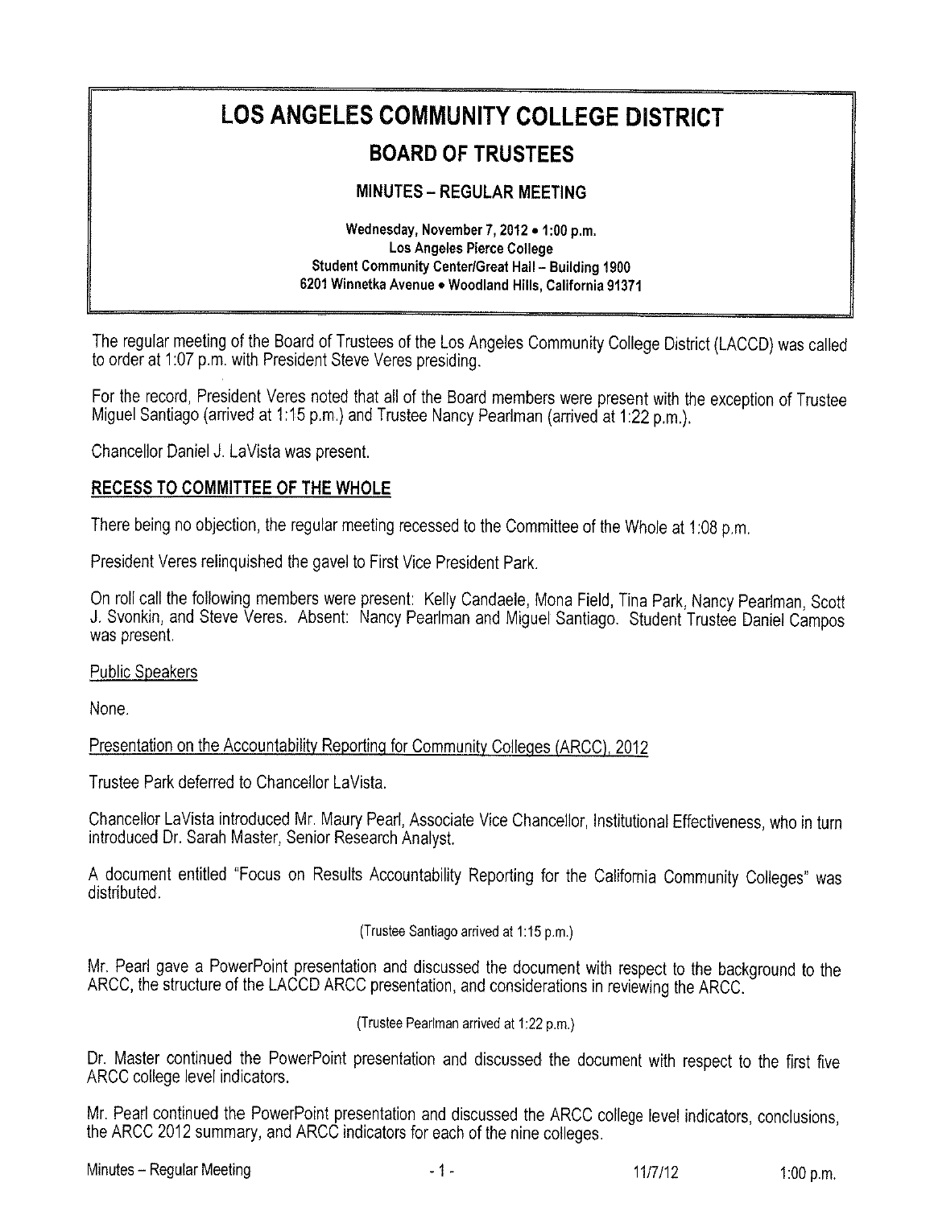# LOS ANGELES COMMUNITY COLLEGE DISTRICT

## BOARD OF TRUSTEES

### MINUTES – REGULAR MEETING

Wednesday, November 7, 2012 • 1:00 p.m.
Los Angeles Pierce College
Student Community Center/Great Hall – Building 1900
6201 Winnetka Avenue • Woodland Hills, California 91371

The regular meeting of the Board of Trustees of the Los Angeles Community College District (LACCD) was called to order at 1:07 p.m. with President Steve Veres presiding.

For the record, President Veres noted that all of the Board members were present with the exception of Trustee Miguel Santiago (arrived at 1:15 p.m.) and Trustee Nancy Pearlman (arrived at 1:22 p.m.).

Chancellor Daniel J. LaVista was present.

**RECESS TO COMMITTEE OF THE WHOLE**

There being no objection, the regular meeting recessed to the Committee of the Whole at 1:08 p.m.

President Veres relinquished the gavel to First Vice President Park.

On roll call the following members were present: Kelly Candaele, Mona Field, Tina Park, Nancy Pearlman, Scott J. Svonkin, and Steve Veres. Absent: Nancy Pearlman and Miguel Santiago. Student Trustee Daniel Campos was present.

Public Speakers

None.

Presentation on the Accountability Reporting for Community Colleges (ARCC), 2012

Trustee Park deferred to Chancellor LaVista.

Chancellor LaVista introduced Mr. Maury Pearl, Associate Vice Chancellor, Institutional Effectiveness, who in turn introduced Dr. Sarah Master, Senior Research Analyst.

A document entitled "Focus on Results Accountability Reporting for the California Community Colleges" was distributed.

(Trustee Santiago arrived at 1:15 p.m.)

Mr. Pearl gave a PowerPoint presentation and discussed the document with respect to the background to the ARCC, the structure of the LACCD ARCC presentation, and considerations in reviewing the ARCC.

(Trustee Pearlman arrived at 1:22 p.m.)

Dr. Master continued the PowerPoint presentation and discussed the document with respect to the first five ARCC college level indicators.

Mr. Pearl continued the PowerPoint presentation and discussed the ARCC college level indicators, conclusions, the ARCC 2012 summary, and ARCC indicators for each of the nine colleges.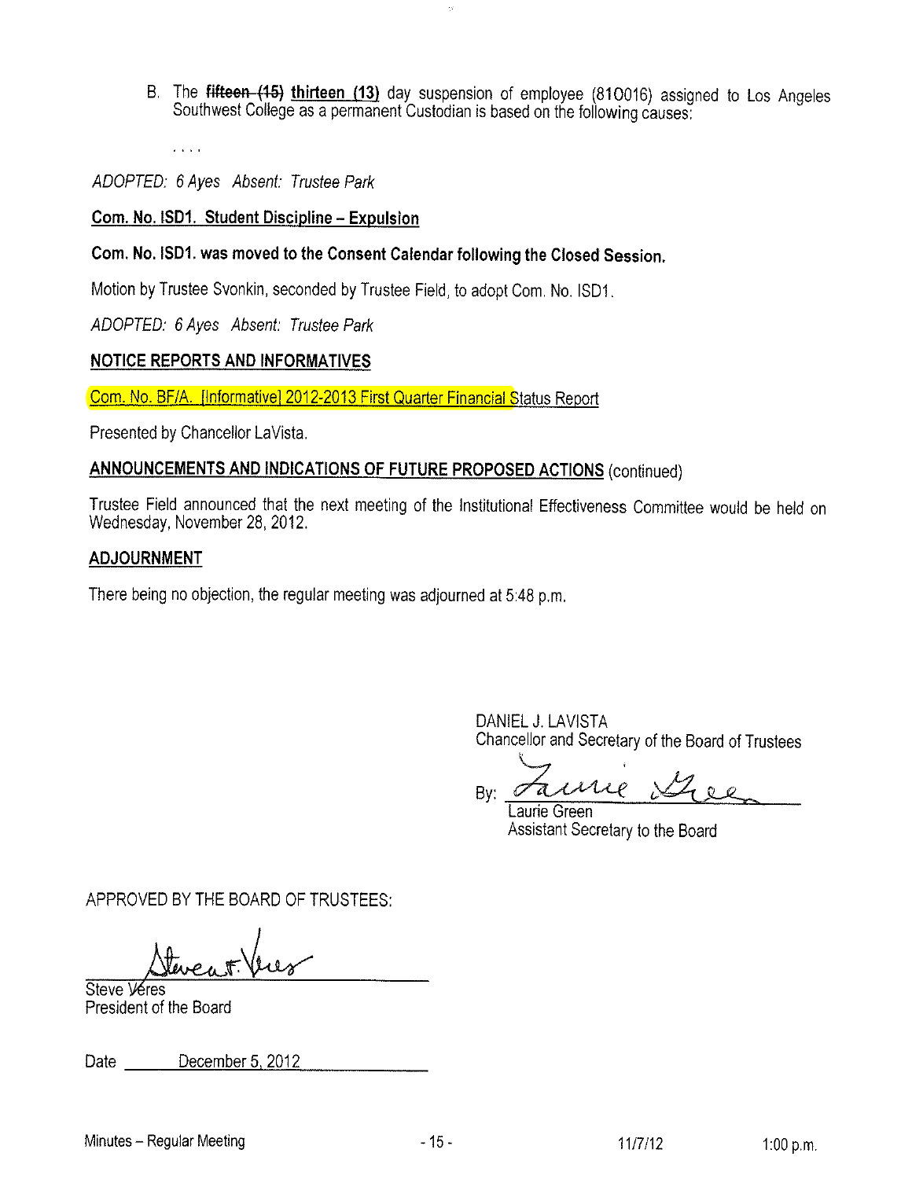B. The ~~fifteen (15)~~ **thirteen (13)** day suspension of employee (810016) assigned to Los Angeles Southwest College as a permanent Custodian is based on the following causes:

. . . .

*ADOPTED: 6 Ayes Absent: Trustee Park*

**Com. No. ISD1. Student Discipline – Expulsion**

**Com. No. ISD1. was moved to the Consent Calendar following the Closed Session.**

Motion by Trustee Svonkin, seconded by Trustee Field, to adopt Com. No. ISD1.

*ADOPTED: 6 Ayes Absent: Trustee Park*

**NOTICE REPORTS AND INFORMATIVES**

Com. No. BF/A. [Informative] 2012-2013 First Quarter Financial Status Report

Presented by Chancellor LaVista.

**ANNOUNCEMENTS AND INDICATIONS OF FUTURE PROPOSED ACTIONS** (continued)

Trustee Field announced that the next meeting of the Institutional Effectiveness Committee would be held on Wednesday, November 28, 2012.

**ADJOURNMENT**

There being no objection, the regular meeting was adjourned at 5:48 p.m.

DANIEL J. LAVISTA
Chancellor and Secretary of the Board of Trustees

By: Laurie Green
Laurie Green
Assistant Secretary to the Board

APPROVED BY THE BOARD OF TRUSTEES:

Steven F. Veres
Steve Veres
President of the Board

Date December 5, 2012

Minutes – Regular Meeting 11/7/12 1:00 p.m.